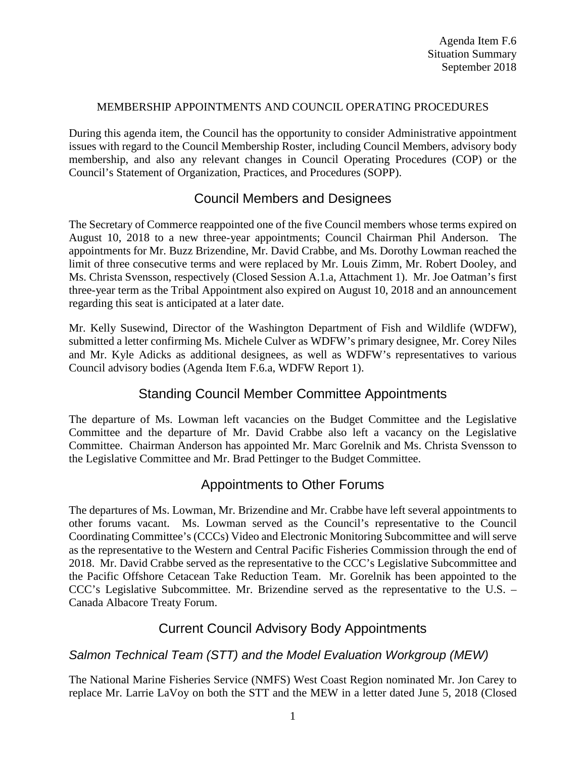Agenda Item F.6
Situation Summary
September 2018

MEMBERSHIP APPOINTMENTS AND COUNCIL OPERATING PROCEDURES

During this agenda item, the Council has the opportunity to consider Administrative appointment issues with regard to the Council Membership Roster, including Council Members, advisory body membership, and also any relevant changes in Council Operating Procedures (COP) or the Council's Statement of Organization, Practices, and Procedures (SOPP).

## Council Members and Designees

The Secretary of Commerce reappointed one of the five Council members whose terms expired on August 10, 2018 to a new three-year appointments; Council Chairman Phil Anderson. The appointments for Mr. Buzz Brizendine, Mr. David Crabbe, and Ms. Dorothy Lowman reached the limit of three consecutive terms and were replaced by Mr. Louis Zimm, Mr. Robert Dooley, and Ms. Christa Svensson, respectively (Closed Session A.1.a, Attachment 1). Mr. Joe Oatman's first three-year term as the Tribal Appointment also expired on August 10, 2018 and an announcement regarding this seat is anticipated at a later date.

Mr. Kelly Susewind, Director of the Washington Department of Fish and Wildlife (WDFW), submitted a letter confirming Ms. Michele Culver as WDFW's primary designee, Mr. Corey Niles and Mr. Kyle Adicks as additional designees, as well as WDFW's representatives to various Council advisory bodies (Agenda Item F.6.a, WDFW Report 1).

## Standing Council Member Committee Appointments

The departure of Ms. Lowman left vacancies on the Budget Committee and the Legislative Committee and the departure of Mr. David Crabbe also left a vacancy on the Legislative Committee. Chairman Anderson has appointed Mr. Marc Gorelnik and Ms. Christa Svensson to the Legislative Committee and Mr. Brad Pettinger to the Budget Committee.

## Appointments to Other Forums

The departures of Ms. Lowman, Mr. Brizendine and Mr. Crabbe have left several appointments to other forums vacant. Ms. Lowman served as the Council's representative to the Council Coordinating Committee's (CCCs) Video and Electronic Monitoring Subcommittee and will serve as the representative to the Western and Central Pacific Fisheries Commission through the end of 2018. Mr. David Crabbe served as the representative to the CCC's Legislative Subcommittee and the Pacific Offshore Cetacean Take Reduction Team. Mr. Gorelnik has been appointed to the CCC's Legislative Subcommittee. Mr. Brizendine served as the representative to the U.S. – Canada Albacore Treaty Forum.

## Current Council Advisory Body Appointments

### *Salmon Technical Team (STT) and the Model Evaluation Workgroup (MEW)*

The National Marine Fisheries Service (NMFS) West Coast Region nominated Mr. Jon Carey to replace Mr. Larrie LaVoy on both the STT and the MEW in a letter dated June 5, 2018 (Closed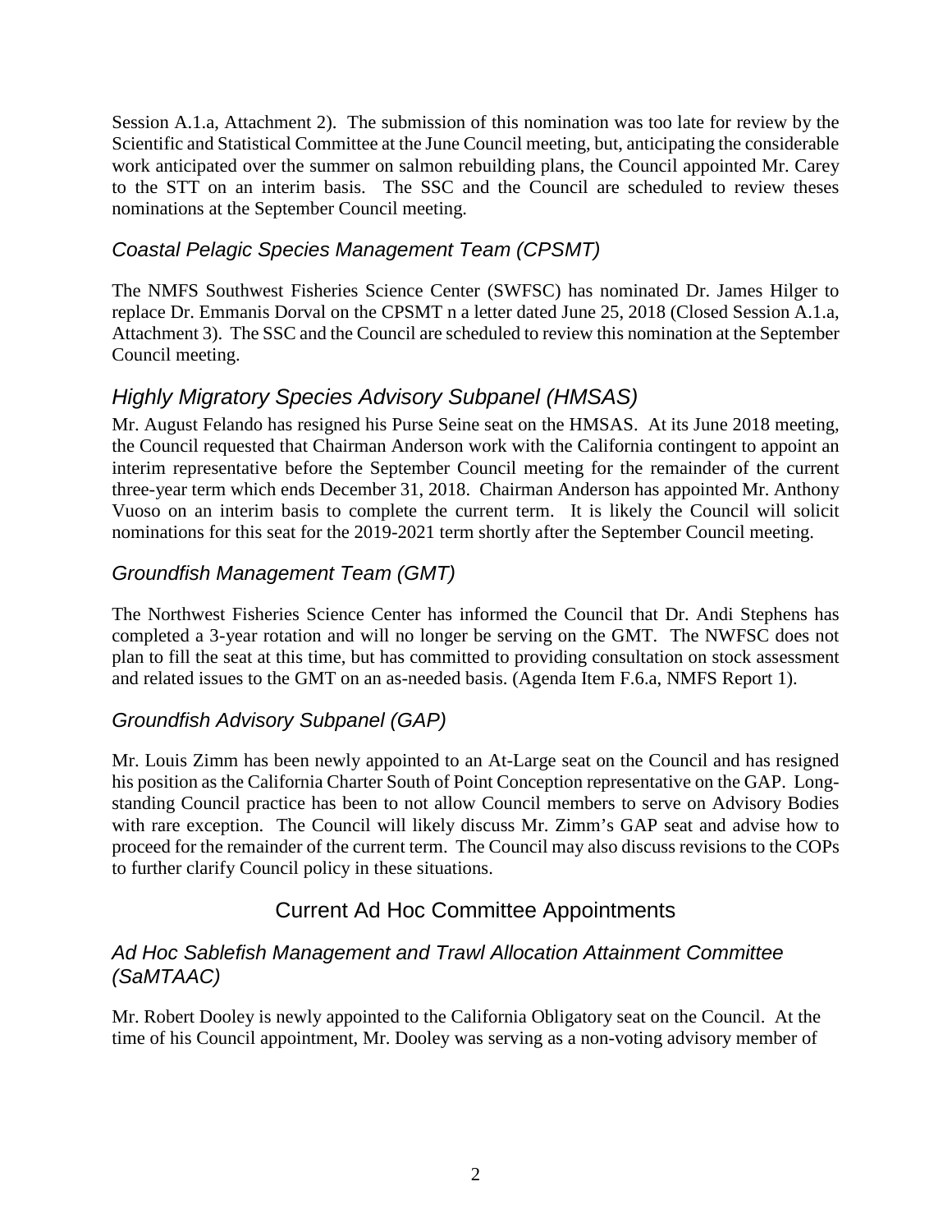Session A.1.a, Attachment 2). The submission of this nomination was too late for review by the Scientific and Statistical Committee at the June Council meeting, but, anticipating the considerable work anticipated over the summer on salmon rebuilding plans, the Council appointed Mr. Carey to the STT on an interim basis. The SSC and the Council are scheduled to review theses nominations at the September Council meeting.

### *Coastal Pelagic Species Management Team (CPSMT)*

The NMFS Southwest Fisheries Science Center (SWFSC) has nominated Dr. James Hilger to replace Dr. Emmanis Dorval on the CPSMT n a letter dated June 25, 2018 (Closed Session A.1.a, Attachment 3). The SSC and the Council are scheduled to review this nomination at the September Council meeting.

### *Highly Migratory Species Advisory Subpanel (HMSAS)*

Mr. August Felando has resigned his Purse Seine seat on the HMSAS. At its June 2018 meeting, the Council requested that Chairman Anderson work with the California contingent to appoint an interim representative before the September Council meeting for the remainder of the current three-year term which ends December 31, 2018. Chairman Anderson has appointed Mr. Anthony Vuoso on an interim basis to complete the current term. It is likely the Council will solicit nominations for this seat for the 2019-2021 term shortly after the September Council meeting.

### *Groundfish Management Team (GMT)*

The Northwest Fisheries Science Center has informed the Council that Dr. Andi Stephens has completed a 3-year rotation and will no longer be serving on the GMT. The NWFSC does not plan to fill the seat at this time, but has committed to providing consultation on stock assessment and related issues to the GMT on an as-needed basis. (Agenda Item F.6.a, NMFS Report 1).

### *Groundfish Advisory Subpanel (GAP)*

Mr. Louis Zimm has been newly appointed to an At-Large seat on the Council and has resigned his position as the California Charter South of Point Conception representative on the GAP. Long-standing Council practice has been to not allow Council members to serve on Advisory Bodies with rare exception. The Council will likely discuss Mr. Zimm's GAP seat and advise how to proceed for the remainder of the current term. The Council may also discuss revisions to the COPs to further clarify Council policy in these situations.

## Current Ad Hoc Committee Appointments

### *Ad Hoc Sablefish Management and Trawl Allocation Attainment Committee (SaMTAAC)*

Mr. Robert Dooley is newly appointed to the California Obligatory seat on the Council. At the time of his Council appointment, Mr. Dooley was serving as a non-voting advisory member of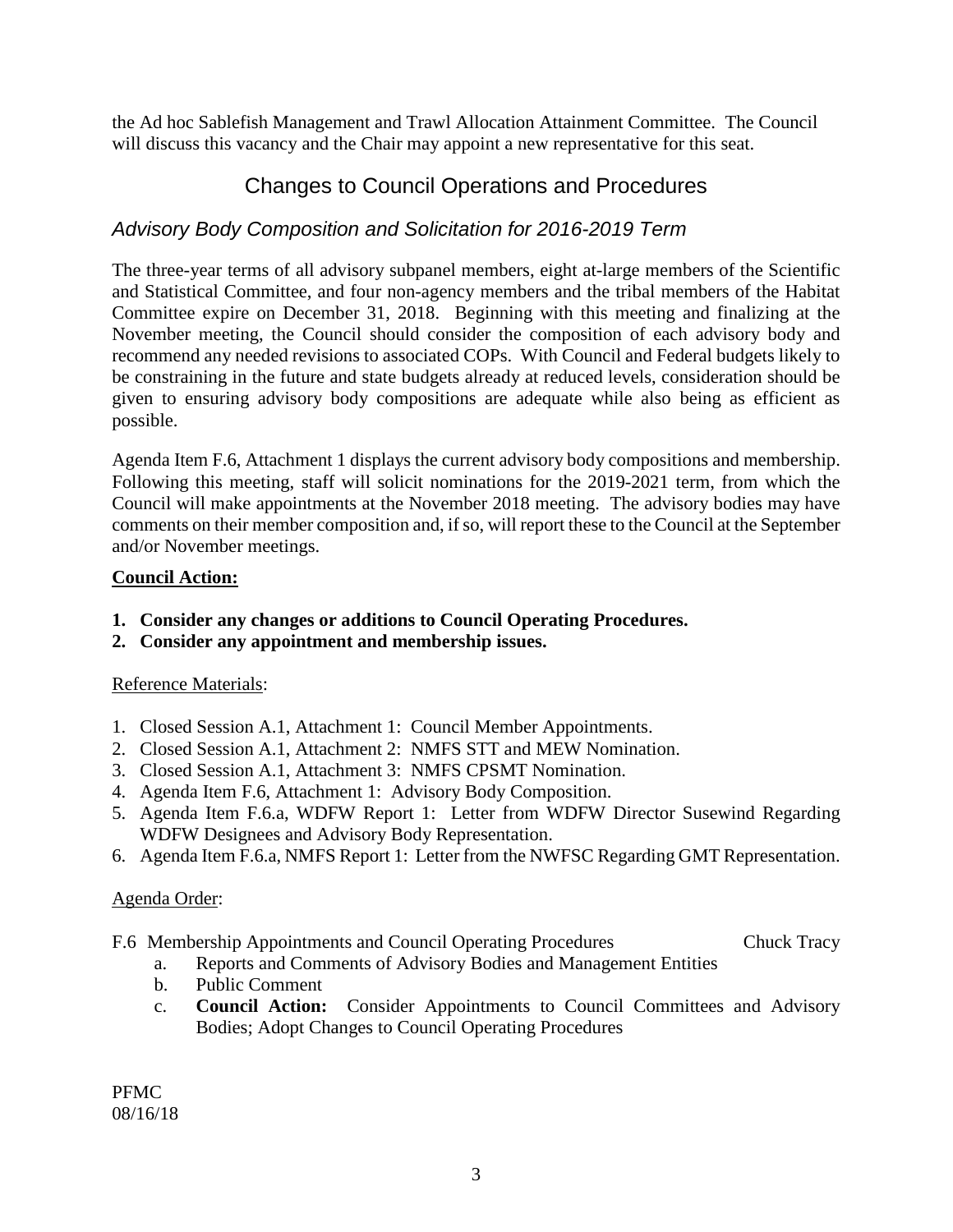the Ad hoc Sablefish Management and Trawl Allocation Attainment Committee. The Council will discuss this vacancy and the Chair may appoint a new representative for this seat.

## Changes to Council Operations and Procedures

### *Advisory Body Composition and Solicitation for 2016-2019 Term*

The three-year terms of all advisory subpanel members, eight at-large members of the Scientific and Statistical Committee, and four non-agency members and the tribal members of the Habitat Committee expire on December 31, 2018. Beginning with this meeting and finalizing at the November meeting, the Council should consider the composition of each advisory body and recommend any needed revisions to associated COPs. With Council and Federal budgets likely to be constraining in the future and state budgets already at reduced levels, consideration should be given to ensuring advisory body compositions are adequate while also being as efficient as possible.

Agenda Item F.6, Attachment 1 displays the current advisory body compositions and membership. Following this meeting, staff will solicit nominations for the 2019-2021 term, from which the Council will make appointments at the November 2018 meeting. The advisory bodies may have comments on their member composition and, if so, will report these to the Council at the September and/or November meetings.

**Council Action:**

1. **Consider any changes or additions to Council Operating Procedures.**
2. **Consider any appointment and membership issues.**

Reference Materials:

1. Closed Session A.1, Attachment 1: Council Member Appointments.
2. Closed Session A.1, Attachment 2: NMFS STT and MEW Nomination.
3. Closed Session A.1, Attachment 3: NMFS CPSMT Nomination.
4. Agenda Item F.6, Attachment 1: Advisory Body Composition.
5. Agenda Item F.6.a, WDFW Report 1: Letter from WDFW Director Susewind Regarding WDFW Designees and Advisory Body Representation.
6. Agenda Item F.6.a, NMFS Report 1: Letter from the NWFSC Regarding GMT Representation.

Agenda Order:

F.6 Membership Appointments and Council Operating Procedures — Chuck Tracy

- a. Reports and Comments of Advisory Bodies and Management Entities
- b. Public Comment
- c. **Council Action:** Consider Appointments to Council Committees and Advisory Bodies; Adopt Changes to Council Operating Procedures

PFMC
08/16/18